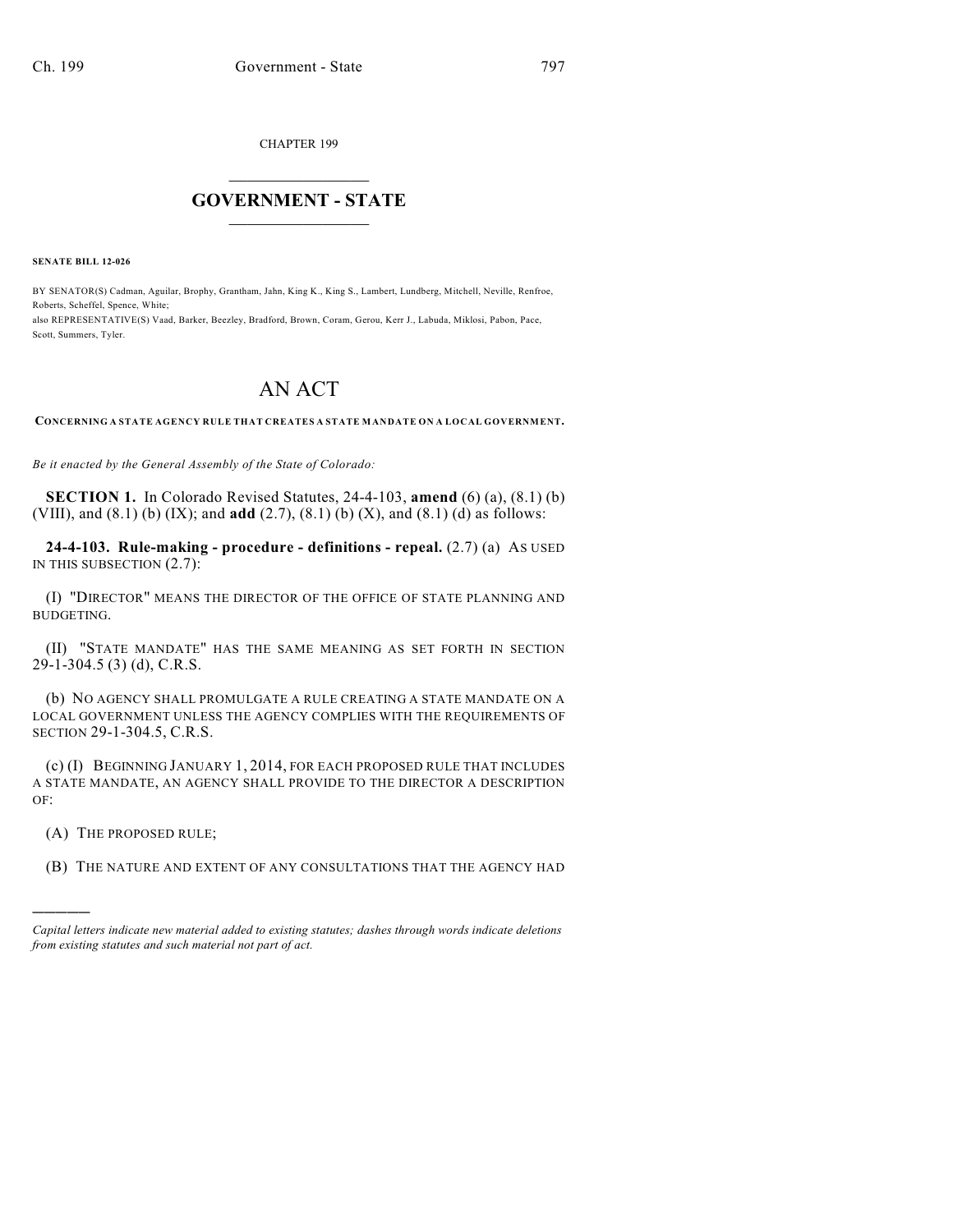CHAPTER 199

# GOVERNMENT - STATE

**SENATE BILL 12-026**

BY SENATOR(S) Cadman, Aguilar, Brophy, Grantham, Jahn, King K., King S., Lambert, Lundberg, Mitchell, Neville, Renfroe, Roberts, Scheffel, Spence, White;
also REPRESENTATIVE(S) Vaad, Barker, Beezley, Bradford, Brown, Coram, Gerou, Kerr J., Labuda, Miklosi, Pabon, Pace, Scott, Summers, Tyler.

# AN ACT

**CONCERNING A STATE AGENCY RULE THAT CREATES A STATE MANDATE ON A LOCAL GOVERNMENT.**

*Be it enacted by the General Assembly of the State of Colorado:*

**SECTION 1.** In Colorado Revised Statutes, 24-4-103, **amend** (6) (a), (8.1) (b) (VIII), and (8.1) (b) (IX); and **add** (2.7), (8.1) (b) (X), and (8.1) (d) as follows:

**24-4-103. Rule-making - procedure - definitions - repeal.** (2.7) (a) AS USED IN THIS SUBSECTION (2.7):

(I) "DIRECTOR" MEANS THE DIRECTOR OF THE OFFICE OF STATE PLANNING AND BUDGETING.

(II) "STATE MANDATE" HAS THE SAME MEANING AS SET FORTH IN SECTION 29-1-304.5 (3) (d), C.R.S.

(b) NO AGENCY SHALL PROMULGATE A RULE CREATING A STATE MANDATE ON A LOCAL GOVERNMENT UNLESS THE AGENCY COMPLIES WITH THE REQUIREMENTS OF SECTION 29-1-304.5, C.R.S.

(c) (I) BEGINNING JANUARY 1, 2014, FOR EACH PROPOSED RULE THAT INCLUDES A STATE MANDATE, AN AGENCY SHALL PROVIDE TO THE DIRECTOR A DESCRIPTION OF:

(A) THE PROPOSED RULE;

(B) THE NATURE AND EXTENT OF ANY CONSULTATIONS THAT THE AGENCY HAD

---

*Capital letters indicate new material added to existing statutes; dashes through words indicate deletions from existing statutes and such material not part of act.*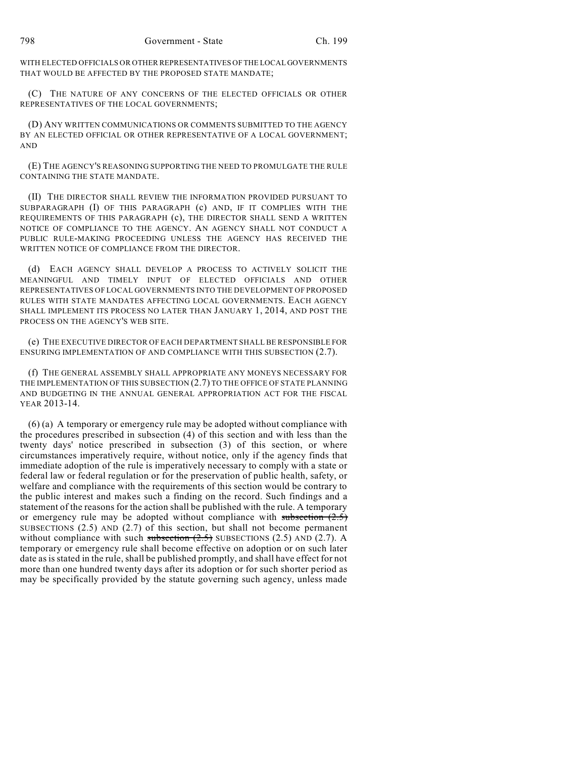WITH ELECTED OFFICIALS OR OTHER REPRESENTATIVES OF THE LOCAL GOVERNMENTS THAT WOULD BE AFFECTED BY THE PROPOSED STATE MANDATE;

(C) THE NATURE OF ANY CONCERNS OF THE ELECTED OFFICIALS OR OTHER REPRESENTATIVES OF THE LOCAL GOVERNMENTS;

(D) ANY WRITTEN COMMUNICATIONS OR COMMENTS SUBMITTED TO THE AGENCY BY AN ELECTED OFFICIAL OR OTHER REPRESENTATIVE OF A LOCAL GOVERNMENT; AND

(E) THE AGENCY'S REASONING SUPPORTING THE NEED TO PROMULGATE THE RULE CONTAINING THE STATE MANDATE.

(II) THE DIRECTOR SHALL REVIEW THE INFORMATION PROVIDED PURSUANT TO SUBPARAGRAPH (I) OF THIS PARAGRAPH (c) AND, IF IT COMPLIES WITH THE REQUIREMENTS OF THIS PARAGRAPH (c), THE DIRECTOR SHALL SEND A WRITTEN NOTICE OF COMPLIANCE TO THE AGENCY. AN AGENCY SHALL NOT CONDUCT A PUBLIC RULE-MAKING PROCEEDING UNLESS THE AGENCY HAS RECEIVED THE WRITTEN NOTICE OF COMPLIANCE FROM THE DIRECTOR.

(d) EACH AGENCY SHALL DEVELOP A PROCESS TO ACTIVELY SOLICIT THE MEANINGFUL AND TIMELY INPUT OF ELECTED OFFICIALS AND OTHER REPRESENTATIVES OF LOCAL GOVERNMENTS INTO THE DEVELOPMENT OF PROPOSED RULES WITH STATE MANDATES AFFECTING LOCAL GOVERNMENTS. EACH AGENCY SHALL IMPLEMENT ITS PROCESS NO LATER THAN JANUARY 1, 2014, AND POST THE PROCESS ON THE AGENCY'S WEB SITE.

(e) THE EXECUTIVE DIRECTOR OF EACH DEPARTMENT SHALL BE RESPONSIBLE FOR ENSURING IMPLEMENTATION OF AND COMPLIANCE WITH THIS SUBSECTION (2.7).

(f) THE GENERAL ASSEMBLY SHALL APPROPRIATE ANY MONEYS NECESSARY FOR THE IMPLEMENTATION OF THIS SUBSECTION (2.7) TO THE OFFICE OF STATE PLANNING AND BUDGETING IN THE ANNUAL GENERAL APPROPRIATION ACT FOR THE FISCAL YEAR 2013-14.

(6) (a) A temporary or emergency rule may be adopted without compliance with the procedures prescribed in subsection (4) of this section and with less than the twenty days' notice prescribed in subsection (3) of this section, or where circumstances imperatively require, without notice, only if the agency finds that immediate adoption of the rule is imperatively necessary to comply with a state or federal law or federal regulation or for the preservation of public health, safety, or welfare and compliance with the requirements of this section would be contrary to the public interest and makes such a finding on the record. Such findings and a statement of the reasons for the action shall be published with the rule. A temporary or emergency rule may be adopted without compliance with ~~subsection (2.5)~~ SUBSECTIONS (2.5) AND (2.7) of this section, but shall not become permanent without compliance with such ~~subsection (2.5)~~ SUBSECTIONS (2.5) AND (2.7). A temporary or emergency rule shall become effective on adoption or on such later date as is stated in the rule, shall be published promptly, and shall have effect for not more than one hundred twenty days after its adoption or for such shorter period as may be specifically provided by the statute governing such agency, unless made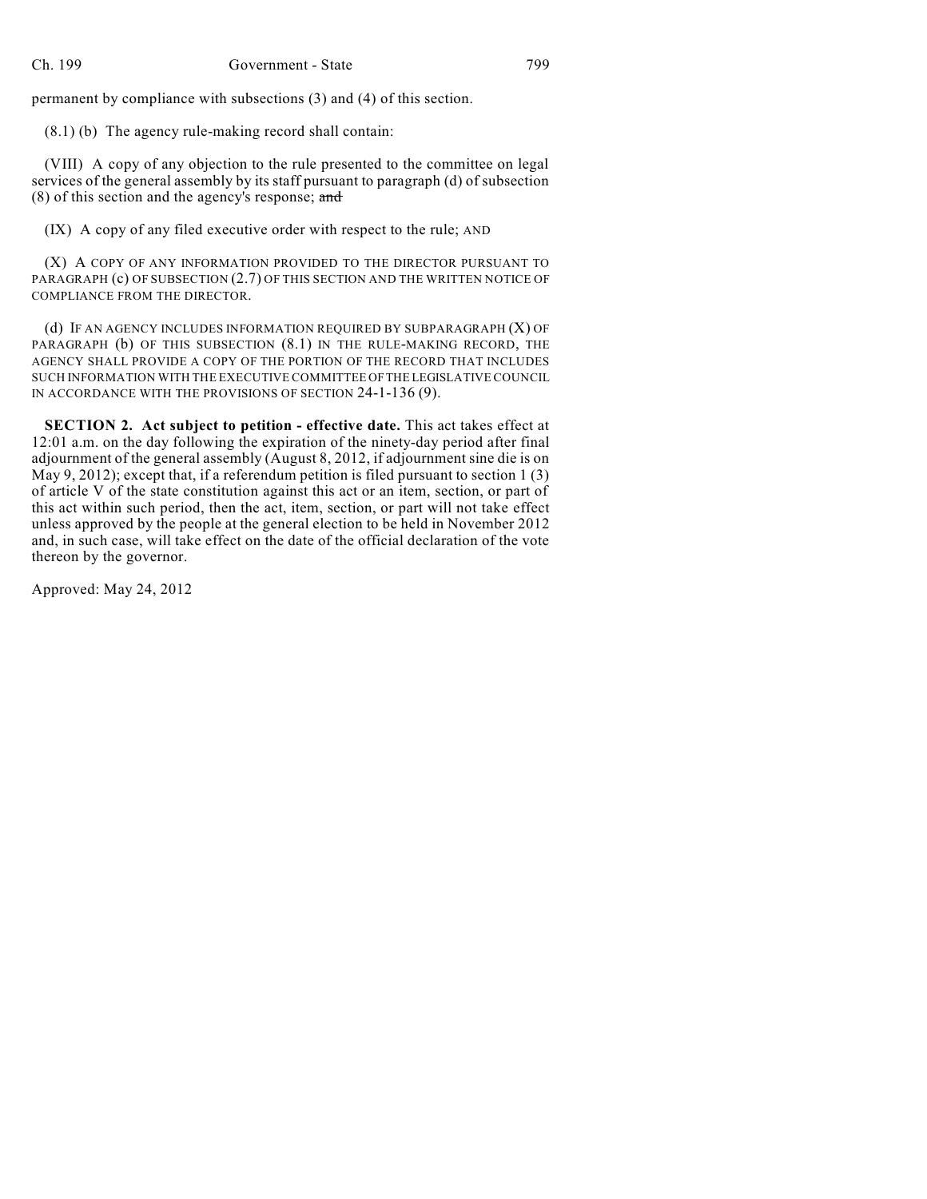permanent by compliance with subsections (3) and (4) of this section.

(8.1) (b) The agency rule-making record shall contain:

(VIII) A copy of any objection to the rule presented to the committee on legal services of the general assembly by its staff pursuant to paragraph (d) of subsection (8) of this section and the agency's response; ~~and~~

(IX) A copy of any filed executive order with respect to the rule; AND

(X) A COPY OF ANY INFORMATION PROVIDED TO THE DIRECTOR PURSUANT TO PARAGRAPH (c) OF SUBSECTION (2.7) OF THIS SECTION AND THE WRITTEN NOTICE OF COMPLIANCE FROM THE DIRECTOR.

(d) IF AN AGENCY INCLUDES INFORMATION REQUIRED BY SUBPARAGRAPH (X) OF PARAGRAPH (b) OF THIS SUBSECTION (8.1) IN THE RULE-MAKING RECORD, THE AGENCY SHALL PROVIDE A COPY OF THE PORTION OF THE RECORD THAT INCLUDES SUCH INFORMATION WITH THE EXECUTIVE COMMITTEE OF THE LEGISLATIVE COUNCIL IN ACCORDANCE WITH THE PROVISIONS OF SECTION 24-1-136 (9).

**SECTION 2. Act subject to petition - effective date.** This act takes effect at 12:01 a.m. on the day following the expiration of the ninety-day period after final adjournment of the general assembly (August 8, 2012, if adjournment sine die is on May 9, 2012); except that, if a referendum petition is filed pursuant to section 1 (3) of article V of the state constitution against this act or an item, section, or part of this act within such period, then the act, item, section, or part will not take effect unless approved by the people at the general election to be held in November 2012 and, in such case, will take effect on the date of the official declaration of the vote thereon by the governor.

Approved: May 24, 2012